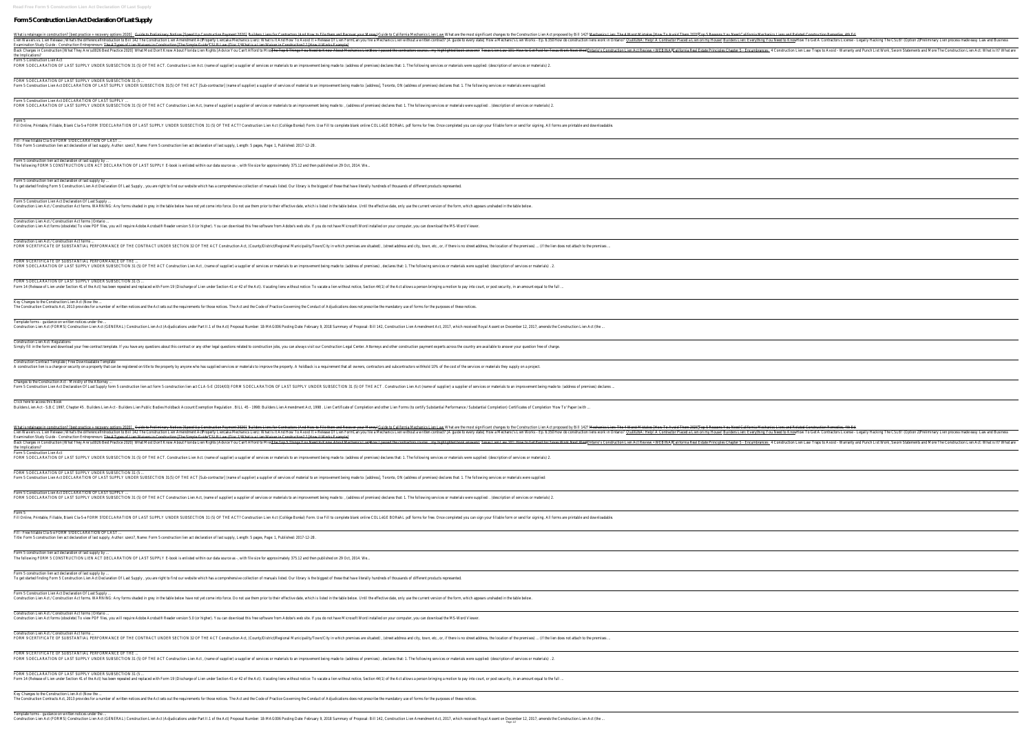# Form 5 Construction Lien Act Declaration Of Last Supply

What is retainage in construction? [best practice + recovery options 2020] Guide to Preliminary Notices [Speed Up Construction Payment 2020] Builders Liens for Contractors (And How to File them and Recover your Money) Guide to California Mechanics Lien Law What are the most significant changes to the Construction Lien Act proposed by Bill 142? Mechanics Lien: The 4 Worst Mistakes [How To Avoid Them 2020] Top 5 Reasons You Need California Mechanics Liens and Related Construction Remedies, 4th Ed.

Lien Waivers vs. Lien Release | What's the difference? Introduction to Bill 142 The Construction Lien Amendment Act Property Liens (aka Mechanics Lien): What Is It And How To Avoid It + Release Of Lien Form Can you file a Mechanics Lien without a written contract? (A guide to every state) How a Mechanic's Lien Works - Ep. 6.350 How do construction liens work in Ontario? Q\u0026A: Help! A Contractor Placed a Lien on my House! Builders Lien: Everything You Need to Know How To Get A Contractors License - Legally Hacking The CSLB! (Option 2) Preliminary Lien process made easy. Law and Business Examination Study Guide - Construction Entrepreneurs The 4 Types of Lien Waivers in Construction [The Simple Guide] CSLB Law (Quiz 1) What is a Lien Waiver in Construction? ? | How it Works Example|

Back Charges in Construction [What They Are \u0026 Best Practice 2020] What Most Don't Know About Florida Lien Rights [Advice You Can't Afford to Miss] The Top 5 Things You Need to Know About Mechanics Liens How I passed the contractors course - my highlighted book answers! Texas Lien Law 101: How to Get Paid for Texas Work Next Week Ontario's Construction Lien Act Review • WEBINAR California Real Estate Principles Chapter 5 - Encumbrances 4 Construction Lien Law Traps to Avoid - Warranty and Punch List Work, Sworn Statements and More The Construction Lien Act: What is It? What are the Implications?

**Form 5 Construction Lien Act**

FORM 5 DECLARATION OF LAST SUPPLY UNDER SUBSECTION 31 (5) OF THE ACT. Construction Lien Act. (name of supplier) a supplier of services or materials to an improvement being made to: (address of premises) declares that: 1. The following services or materials were supplied: (description of services or materials) 2.

**FORM 5 DECLARATION OF LAST SUPPLY UNDER SUBSECTION 31 (5 ...**

Form 5 Construction Lien Act DECLARATION OF LAST SUPPLY UNDER SUBSECTION 31(5) OF THE ACT [Sub-contractor] (name of supplier) a supplier of services of material to an improvement being made to: [address], Toronto, ON (address of premises) declares that: 1. The following services or materials were supplied:

**Form 5 Construction Lien Act DECLARATION OF LAST SUPPLY ...**

FORM 5 DECLARATION OF LAST SUPPLY UNDER SUBSECTION 31 (5) OF THE ACT Construction Lien Act, (name of supplier) a supplier of services or materials to an improvement being made to: . (address of premises) declares that: 1. The following services or materials were supplied: . (description of services or materials) 2.

**Form 5**

Fill Online, Printable, Fillable, Blank Cla-5-e FORM 5?DECLARATION OF LAST SUPPLY UNDER SUBSECTION 31 (5) OF THE ACT? Construction Lien Act (Collège Boréal) Form. Use Fill to complete blank online COLLÈGE BORÉAL pdf forms for free. Once completed you can sign your fillable form or send for signing. All forms are printable and downloadable.

**Fill - Free fillable Cla-5-e FORM 5?DECLARATION OF LAST ...**

Title: Form 5 construction lien act declaration of last supply, Author: szerz7, Name: Form 5 construction lien act declaration of last supply, Length: 5 pages, Page: 1, Published: 2017-12-28 .

**Form 5 construction lien act declaration of last supply by ...**

The following FORM 5 CONSTRUCTION LIEN ACT DECLARATION OF LAST SUPPLY E-book is enlisted within our data source as --, with file size for approximately 375.12 and then published on 29 Oct, 2014. We...

**Form 5 construction lien act declaration of last supply by ...**

To get started finding Form 5 Construction Lien Act Declaration Of Last Supply , you are right to find our website which has a comprehensive collection of manuals listed. Our library is the biggest of these that have literally hundreds of thousands of different products represented.

**Form 5 Construction Lien Act Declaration Of Last Supply ...**

Construction Lien Act / Construction Act forms. WARNING: Any forms shaded in grey in the table below have not yet come into force. Do not use them prior to their effective date, which is listed in the table below. Until the effective date, only use the current version of the form, which appears unshaded in the table below.

**Construction Lien Act / Construction Act forms | Ontario ...**

Construction Lien Act forms (obsolete) To view PDF files, you will require Adobe Acrobat® Reader version 5.0 (or higher). You can download this free software from Adobe's web site. If you do not have Microsoft Word installed on your computer, you can download the MS-Word Viewer.

**Construction Lien Act / Construction Act forms ...**

FORM 9 CERTIFICATE OF SUBSTANTIAL PERFORMANCE OF THE CONTRACT UNDER SECTION 32 OF THE ACT Construction Act, (County/District/Regional Municipality/Town/City in which premises are situated) , (street address and city, town, etc., or, if there is no street address, the location of the premises) ... (if the lien does not attach to the premises ...

**FORM 9 CERTIFICATE OF SUBSTANTIAL PERFORMANCE OF THE ...**

FORM 5 DECLARATION OF LAST SUPPLY UNDER SUBSECTION 31 (5) OF THE ACT Construction Lien Act , (name of supplier) a supplier of services or materials to an improvement being made to: (address of premises) , declares that: 1. The following services or materials were supplied: (description of services or materials) . 2.

**FORM 5 DECLARATION OF LAST SUPPLY UNDER SUBSECTION 31 (5 ...**

Form 14 (Release of Lien under Section 41 of the Act) has been repealed and replaced with Form 19 (Discharge of Lien under Section 41 or 42 of the Act). Vacating liens without notice: To vacate a lien without notice, Section 44(1) of the Act allows a person bringing a motion to pay into court, or post security, in an amount equal to the full ...

**Key Changes to the Construction Lien Act (Now the ...**

The Construction Contracts Act, 2013 provides for a number of written notices and the Act sets out the requirements for those notices. The Act and the Code of Practice Governing the Conduct of Adjudications does not prescribe the mandatory use of forms for the purposes of these notices.

**Template forms - guidance on written notices under the ...**

Construction Lien Act (FORMS) Construction Lien Act (GENERAL) Construction Lien Act (Adjudications under Part II.1 of the Act) Proposal Number: 18-MAG006 Posting Date: February 9, 2018 Summary of Proposal: Bill 142, Construction Lien Amendment Act, 2017, which received Royal Assent on December 12, 2017, amends the Construction Lien Act (the ...

**Construction Lien Act: Regulations**

Simply fill in the form and download your free contract template. If you have any questions about this contract or any other legal questions related to construction jobs, you can always visit our Construction Legal Center. Attorneys and other construction payment experts across the country are available to answer your question free of charge.

**Construction Contract Template | Free Downloadable Template**

A construction lien is a charge or security on a property that can be registered on title to the property by anyone who has supplied services or materials to improve the property. A holdback is a requirement that all owners, contractors and subcontractors withhold 10% of the cost of the services or materials they supply on a project.

**Changes to the Construction Act - Ministry of the Attorney ...**

Form 5 Construction Lien Act Declaration Of Last Supply form 5 construction lien act form 5 construction lien act CLA-5-E (2014/03) FORM 5 DECLARATION OF LAST SUPPLY UNDER SUBSECTION 31 (5) OF THE ACT . Construction Lien Act (name of supplier) a supplier of services or materials to an improvement being made to: (address of premises) declares ...

**Click here to access this Book**

Builders Lien Act - S.B.C 1997, Chapter 45 . Builders Lien Act - Builders Lien Public Bodies Holdback Account Exemption Regulation . BILL 45 - 1998: Builders Lien Amendment Act, 1998 . Lien Certificate of Completion and other Lien Forms (to certify Substantial Performance / Substantial Completion) Certificates of Completion 'How To' Paper (with ...

What is retainage in construction? [best practice + recovery options 2020] Guide to Preliminary Notices [Speed Up Construction Payment 2020] Builders Liens for Contractors (And How to File them and Recover your Money) Guide to California Mechanics Lien Law What are the most significant changes to the Construction Lien Act proposed by Bill 142? Mechanics Lien: The 4 Worst Mistakes [How To Avoid Them 2020] Top 5 Reasons You Need California Mechanics Liens and Related Construction Remedies, 4th Ed.

Lien Waivers vs. Lien Release | What's the difference? Introduction to Bill 142 The Construction Lien Amendment Act Property Liens (aka Mechanics Lien): What Is It And How To Avoid It + Release Of Lien Form Can you file a Mechanics Lien without a written contract? (A guide to every state) How a Mechanic's Lien Works - Ep. 6.350 How do construction liens work in Ontario? Q\u0026A: Help! A Contractor Placed a Lien on my House! Builders Lien: Everything You Need to Know How To Get A Contractors License - Legally Hacking The CSLB! (Option 2) Preliminary Lien process made easy. Law and Business Examination Study Guide - Construction Entrepreneurs The 4 Types of Lien Waivers in Construction [The Simple Guide] CSLB Law (Quiz 1) What is a Lien Waiver in Construction? ? | How it Works Example|

Back Charges in Construction [What They Are \u0026 Best Practice 2020] What Most Don't Know About Florida Lien Rights [Advice You Can't Afford to Miss] The Top 5 Things You Need to Know About Mechanics Liens How I passed the contractors course - my highlighted book answers! Texas Lien Law 101: How to Get Paid for Texas Work Next Week Ontario's Construction Lien Act Review • WEBINAR California Real Estate Principles Chapter 5 - Encumbrances 4 Construction Lien Law Traps to Avoid - Warranty and Punch List Work, Sworn Statements and More The Construction Lien Act: What is It? What are the Implications?

**Form 5 Construction Lien Act**

FORM 5 DECLARATION OF LAST SUPPLY UNDER SUBSECTION 31 (5) OF THE ACT. Construction Lien Act. (name of supplier) a supplier of services or materials to an improvement being made to: (address of premises) declares that: 1. The following services or materials were supplied: (description of services or materials) 2.

**FORM 5 DECLARATION OF LAST SUPPLY UNDER SUBSECTION 31 (5 ...**

Form 5 Construction Lien Act DECLARATION OF LAST SUPPLY UNDER SUBSECTION 31(5) OF THE ACT [Sub-contractor] (name of supplier) a supplier of services of material to an improvement being made to: [address], Toronto, ON (address of premises) declares that: 1. The following services or materials were supplied:

**Form 5 Construction Lien Act DECLARATION OF LAST SUPPLY ...**

FORM 5 DECLARATION OF LAST SUPPLY UNDER SUBSECTION 31 (5) OF THE ACT Construction Lien Act, (name of supplier) a supplier of services or materials to an improvement being made to: . (address of premises) declares that: 1. The following services or materials were supplied: . (description of services or materials) 2.

**Form 5**

Fill Online, Printable, Fillable, Blank Cla-5-e FORM 5?DECLARATION OF LAST SUPPLY UNDER SUBSECTION 31 (5) OF THE ACT? Construction Lien Act (Collège Boréal) Form. Use Fill to complete blank online COLLÈGE BORÉAL pdf forms for free. Once completed you can sign your fillable form or send for signing. All forms are printable and downloadable.

**Fill - Free fillable Cla-5-e FORM 5?DECLARATION OF LAST ...**

Title: Form 5 construction lien act declaration of last supply, Author: szerz7, Name: Form 5 construction lien act declaration of last supply, Length: 5 pages, Page: 1, Published: 2017-12-28 .

**Form 5 construction lien act declaration of last supply by ...**

The following FORM 5 CONSTRUCTION LIEN ACT DECLARATION OF LAST SUPPLY E-book is enlisted within our data source as --, with file size for approximately 375.12 and then published on 29 Oct, 2014. We...

**Form 5 construction lien act declaration of last supply by ...**

To get started finding Form 5 Construction Lien Act Declaration Of Last Supply , you are right to find our website which has a comprehensive collection of manuals listed. Our library is the biggest of these that have literally hundreds of thousands of different products represented.

**Form 5 Construction Lien Act Declaration Of Last Supply ...**

Construction Lien Act / Construction Act forms. WARNING: Any forms shaded in grey in the table below have not yet come into force. Do not use them prior to their effective date, which is listed in the table below. Until the effective date, only use the current version of the form, which appears unshaded in the table below.

**Construction Lien Act / Construction Act forms | Ontario ...**

Construction Lien Act forms (obsolete) To view PDF files, you will require Adobe Acrobat® Reader version 5.0 (or higher). You can download this free software from Adobe's web site. If you do not have Microsoft Word installed on your computer, you can download the MS-Word Viewer.

**Construction Lien Act / Construction Act forms ...**

FORM 9 CERTIFICATE OF SUBSTANTIAL PERFORMANCE OF THE CONTRACT UNDER SECTION 32 OF THE ACT Construction Act, (County/District/Regional Municipality/Town/City in which premises are situated) , (street address and city, town, etc., or, if there is no street address, the location of the premises) ... (if the lien does not attach to the premises ...

**FORM 9 CERTIFICATE OF SUBSTANTIAL PERFORMANCE OF THE ...**

FORM 5 DECLARATION OF LAST SUPPLY UNDER SUBSECTION 31 (5) OF THE ACT Construction Lien Act , (name of supplier) a supplier of services or materials to an improvement being made to: (address of premises) , declares that: 1. The following services or materials were supplied: (description of services or materials) . 2.

**FORM 5 DECLARATION OF LAST SUPPLY UNDER SUBSECTION 31 (5 ...**

Form 14 (Release of Lien under Section 41 of the Act) has been repealed and replaced with Form 19 (Discharge of Lien under Section 41 or 42 of the Act). Vacating liens without notice: To vacate a lien without notice, Section 44(1) of the Act allows a person bringing a motion to pay into court, or post security, in an amount equal to the full ...

**Key Changes to the Construction Lien Act (Now the ...**

The Construction Contracts Act, 2013 provides for a number of written notices and the Act sets out the requirements for those notices. The Act and the Code of Practice Governing the Conduct of Adjudications does not prescribe the mandatory use of forms for the purposes of these notices.

**Template forms - guidance on written notices under the ...**

Construction Lien Act (FORMS) Construction Lien Act (GENERAL) Construction Lien Act (Adjudications under Part II.1 of the Act) Proposal Number: 18-MAG006 Posting Date: February 9, 2018 Summary of Proposal: Bill 142, Construction Lien Amendment Act, 2017, which received Royal Assent on December 12, 2017, amends the Construction Lien Act (the ...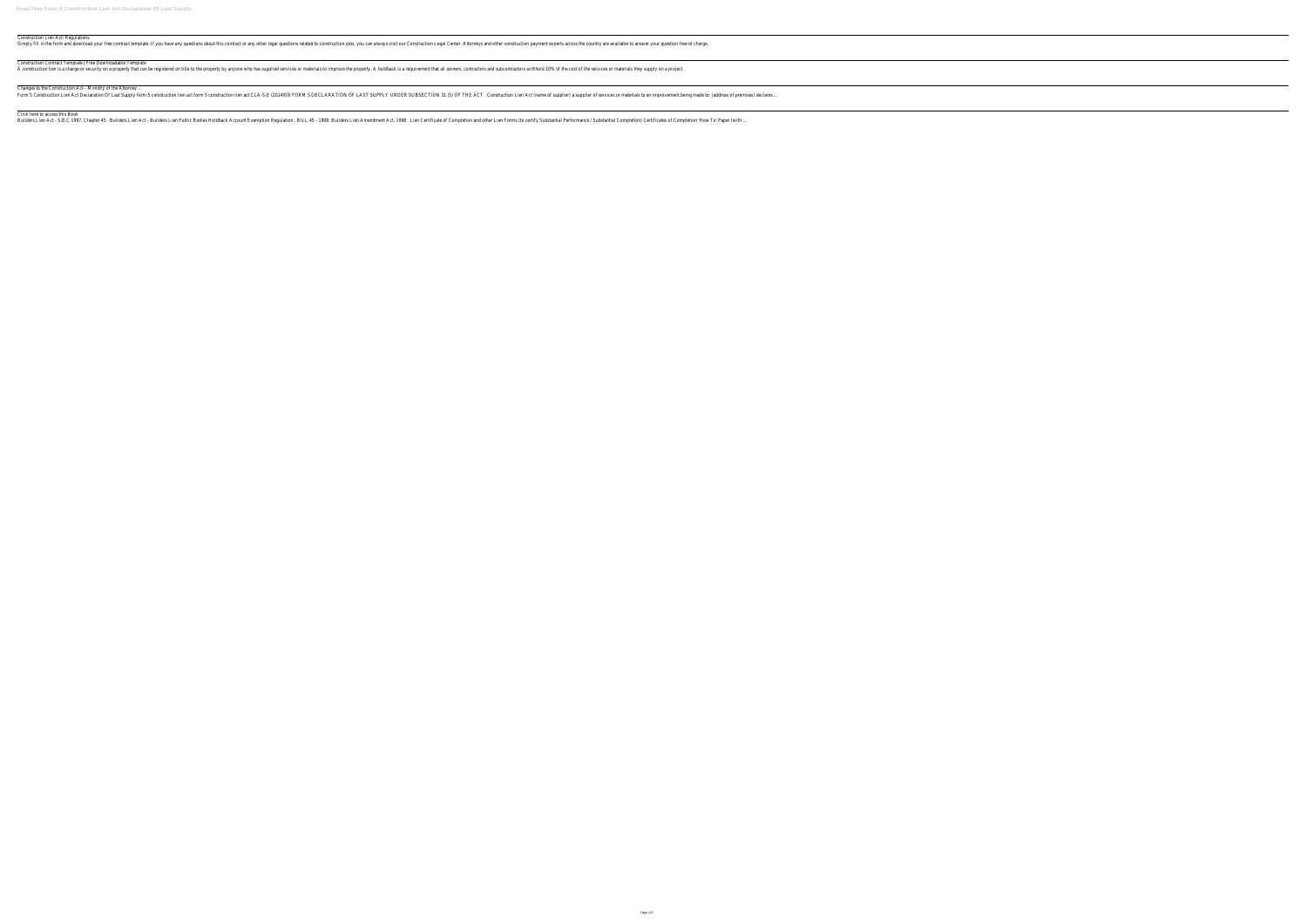Construction Lien Act: Regulations

Simply fill in the form and download your free contract template. If you have any questions about this contract or any other legal questions related to construction jobs, you can always visit our Construction Legal Center. Attorneys and other construction payment experts across the country are available to answer your question free of charge.

Construction Contract Template | Free Downloadable Template

A construction lien is a charge or security on a property that can be registered on title to the property by anyone who has supplied services or materials to improve the property. A holdback is a requirement that all owners, contractors and subcontractors withhold 10% of the cost of the services or materials they supply on a project.

Changes to the Construction Act - Ministry of the Attorney ...

Form 5 Construction Lien Act Declaration Of Last Supply form 5 construction lien act form 5 construction lien act CLA-5-E (2014/03) FORM 5 DECLARATION OF LAST SUPPLY UNDER SUBSECTION 31 (5) OF THE ACT . Construction Lien Act (name of supplier) a supplier of services or materials to an improvement being made to: (address of premises) declares ...

Click here to access this Book

Builders Lien Act - S.B.C 1997, Chapter 45 . Builders Lien Act - Builders Lien Public Bodies Holdback Account Exemption Regulation . BILL 45 - 1998: Builders Lien Amendment Act, 1998 . Lien Certificate of Completion and other Lien Forms (to certify Substantial Performance / Substantial Completion) Certificates of Completion 'How To' Paper (with ...